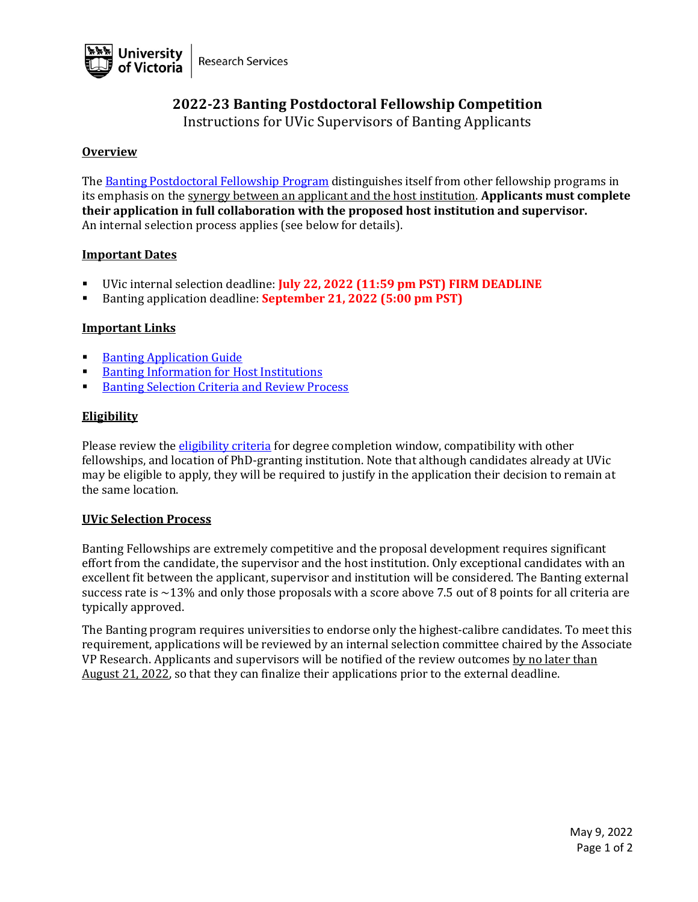University of Victoria | Research Services

# 2022-23 Banting Postdoctoral Fellowship Competition

Instructions for UVic Supervisors of Banting Applicants

## Overview

The Banting Postdoctoral Fellowship Program distinguishes itself from other fellowship programs in its emphasis on the synergy between an applicant and the host institution. **Applicants must complete their application in full collaboration with the proposed host institution and supervisor.** An internal selection process applies (see below for details).

## Important Dates

- UVic internal selection deadline: **July 22, 2022 (11:59 pm PST) FIRM DEADLINE**
- Banting application deadline: **September 21, 2022 (5:00 pm PST)**

## Important Links

- Banting Application Guide
- Banting Information for Host Institutions
- Banting Selection Criteria and Review Process

## Eligibility

Please review the eligibility criteria for degree completion window, compatibility with other fellowships, and location of PhD-granting institution. Note that although candidates already at UVic may be eligible to apply, they will be required to justify in the application their decision to remain at the same location.

## UVic Selection Process

Banting Fellowships are extremely competitive and the proposal development requires significant effort from the candidate, the supervisor and the host institution. Only exceptional candidates with an excellent fit between the applicant, supervisor and institution will be considered. The Banting external success rate is ~13% and only those proposals with a score above 7.5 out of 8 points for all criteria are typically approved.

The Banting program requires universities to endorse only the highest-calibre candidates. To meet this requirement, applications will be reviewed by an internal selection committee chaired by the Associate VP Research. Applicants and supervisors will be notified of the review outcomes by no later than August 21, 2022, so that they can finalize their applications prior to the external deadline.

May 9, 2022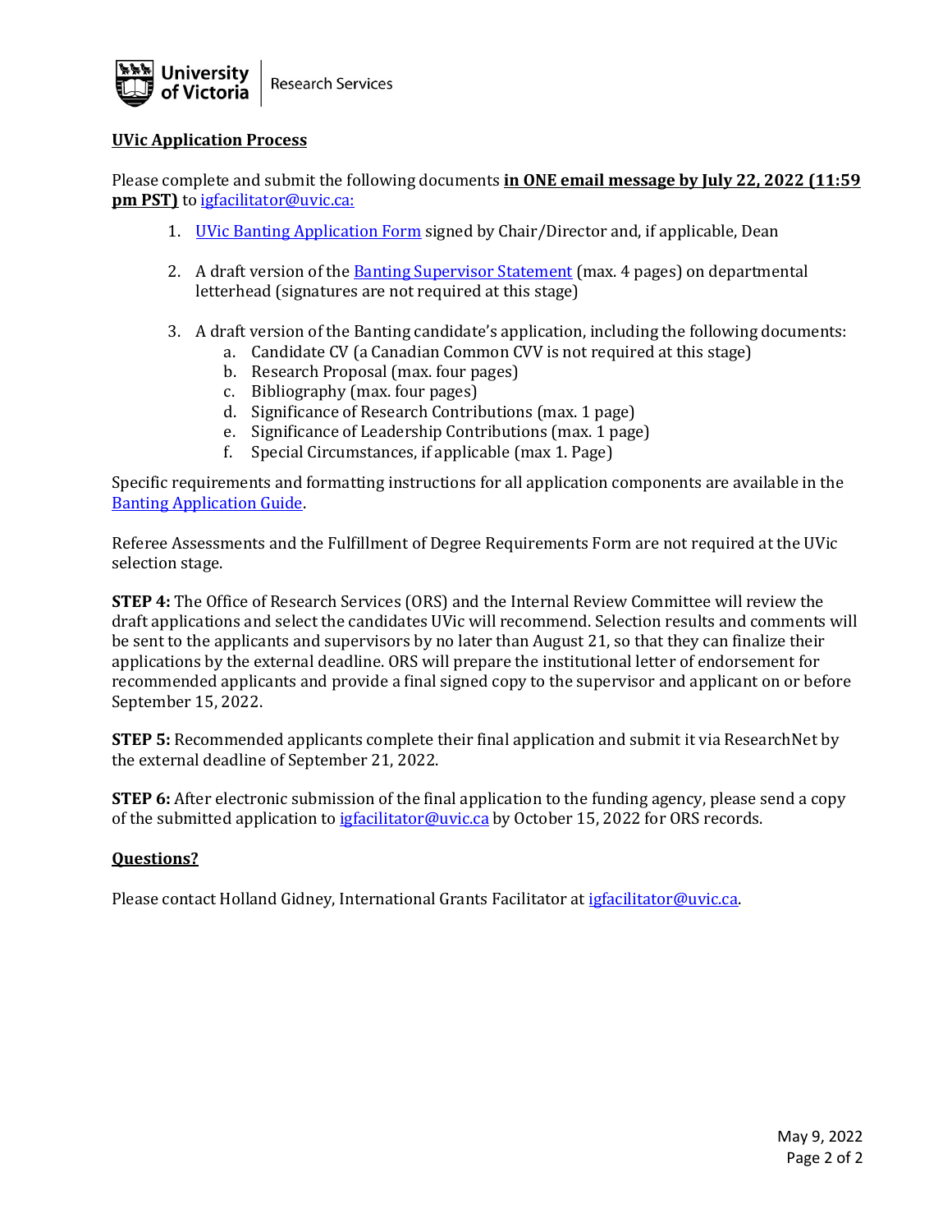**UVic Application Process**

Please complete and submit the following documents **in ONE email message by July 22, 2022 (11:59 pm PST)** to igfacilitator@uvic.ca:

1. UVic Banting Application Form signed by Chair/Director and, if applicable, Dean
2. A draft version of the Banting Supervisor Statement (max. 4 pages) on departmental letterhead (signatures are not required at this stage)
3. A draft version of the Banting candidate's application, including the following documents:
    a. Candidate CV (a Canadian Common CVV is not required at this stage)
    b. Research Proposal (max. four pages)
    c. Bibliography (max. four pages)
    d. Significance of Research Contributions (max. 1 page)
    e. Significance of Leadership Contributions (max. 1 page)
    f. Special Circumstances, if applicable (max 1. Page)

Specific requirements and formatting instructions for all application components are available in the Banting Application Guide.

Referee Assessments and the Fulfillment of Degree Requirements Form are not required at the UVic selection stage.

**STEP 4:** The Office of Research Services (ORS) and the Internal Review Committee will review the draft applications and select the candidates UVic will recommend. Selection results and comments will be sent to the applicants and supervisors by no later than August 21, so that they can finalize their applications by the external deadline. ORS will prepare the institutional letter of endorsement for recommended applicants and provide a final signed copy to the supervisor and applicant on or before September 15, 2022.

**STEP 5:** Recommended applicants complete their final application and submit it via ResearchNet by the external deadline of September 21, 2022.

**STEP 6:** After electronic submission of the final application to the funding agency, please send a copy of the submitted application to igfacilitator@uvic.ca by October 15, 2022 for ORS records.

**Questions?**

Please contact Holland Gidney, International Grants Facilitator at igfacilitator@uvic.ca.

May 9, 2022